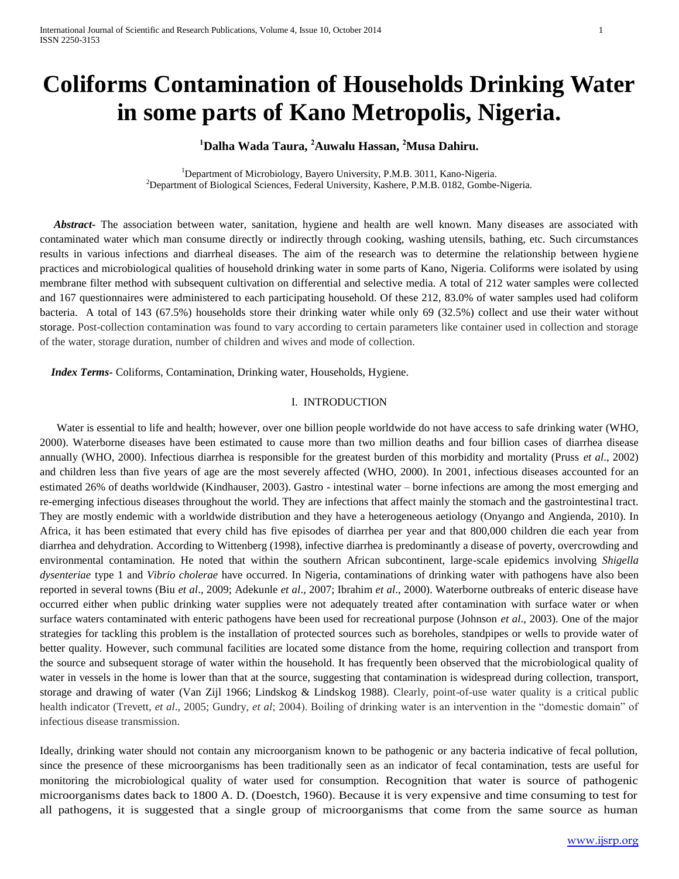# Coliforms Contamination of Households Drinking Water in some parts of Kano Metropolis, Nigeria.

**[1]Dalha Wada Taura, [2]Auwalu Hassan, [2]Musa Dahiru.**

[1]Department of Microbiology, Bayero University, P.M.B. 3011, Kano-Nigeria.
[2]Department of Biological Sciences, Federal University, Kashere, P.M.B. 0182, Gombe-Nigeria.

***Abstract-*** The association between water, sanitation, hygiene and health are well known. Many diseases are associated with contaminated water which man consume directly or indirectly through cooking, washing utensils, bathing, etc. Such circumstances results in various infections and diarrheal diseases. The aim of the research was to determine the relationship between hygiene practices and microbiological qualities of household drinking water in some parts of Kano, Nigeria. Coliforms were isolated by using membrane filter method with subsequent cultivation on differential and selective media. A total of 212 water samples were collected and 167 questionnaires were administered to each participating household. Of these 212, 83.0% of water samples used had coliform bacteria. A total of 143 (67.5%) households store their drinking water while only 69 (32.5%) collect and use their water without storage. Post-collection contamination was found to vary according to certain parameters like container used in collection and storage of the water, storage duration, number of children and wives and mode of collection.

***Index Terms-*** Coliforms, Contamination, Drinking water, Households, Hygiene.

## I. INTRODUCTION

Water is essential to life and health; however, over one billion people worldwide do not have access to safe drinking water (WHO, 2000). Waterborne diseases have been estimated to cause more than two million deaths and four billion cases of diarrhea disease annually (WHO, 2000). Infectious diarrhea is responsible for the greatest burden of this morbidity and mortality (Pruss *et al*., 2002) and children less than five years of age are the most severely affected (WHO, 2000). In 2001, infectious diseases accounted for an estimated 26% of deaths worldwide (Kindhauser, 2003). Gastro - intestinal water – borne infections are among the most emerging and re-emerging infectious diseases throughout the world. They are infections that affect mainly the stomach and the gastrointestinal tract. They are mostly endemic with a worldwide distribution and they have a heterogeneous aetiology (Onyango and Angienda, 2010). In Africa, it has been estimated that every child has five episodes of diarrhea per year and that 800,000 children die each year from diarrhea and dehydration. According to Wittenberg (1998), infective diarrhea is predominantly a disease of poverty, overcrowding and environmental contamination. He noted that within the southern African subcontinent, large-scale epidemics involving *Shigella dysenteriae* type 1 and *Vibrio cholerae* have occurred. In Nigeria, contaminations of drinking water with pathogens have also been reported in several towns (Biu *et al*., 2009; Adekunle *et al*., 2007; Ibrahim *et al*., 2000). Waterborne outbreaks of enteric disease have occurred either when public drinking water supplies were not adequately treated after contamination with surface water or when surface waters contaminated with enteric pathogens have been used for recreational purpose (Johnson *et al*., 2003). One of the major strategies for tackling this problem is the installation of protected sources such as boreholes, standpipes or wells to provide water of better quality. However, such communal facilities are located some distance from the home, requiring collection and transport from the source and subsequent storage of water within the household. It has frequently been observed that the microbiological quality of water in vessels in the home is lower than that at the source, suggesting that contamination is widespread during collection, transport, storage and drawing of water (Van Zijl 1966; Lindskog & Lindskog 1988). Clearly, point-of-use water quality is a critical public health indicator (Trevett, *et al*., 2005; Gundry, *et al*; 2004). Boiling of drinking water is an intervention in the "domestic domain" of infectious disease transmission.

Ideally, drinking water should not contain any microorganism known to be pathogenic or any bacteria indicative of fecal pollution, since the presence of these microorganisms has been traditionally seen as an indicator of fecal contamination, tests are useful for monitoring the microbiological quality of water used for consumption. Recognition that water is source of pathogenic microorganisms dates back to 1800 A. D. (Doestch, 1960). Because it is very expensive and time consuming to test for all pathogens, it is suggested that a single group of microorganisms that come from the same source as human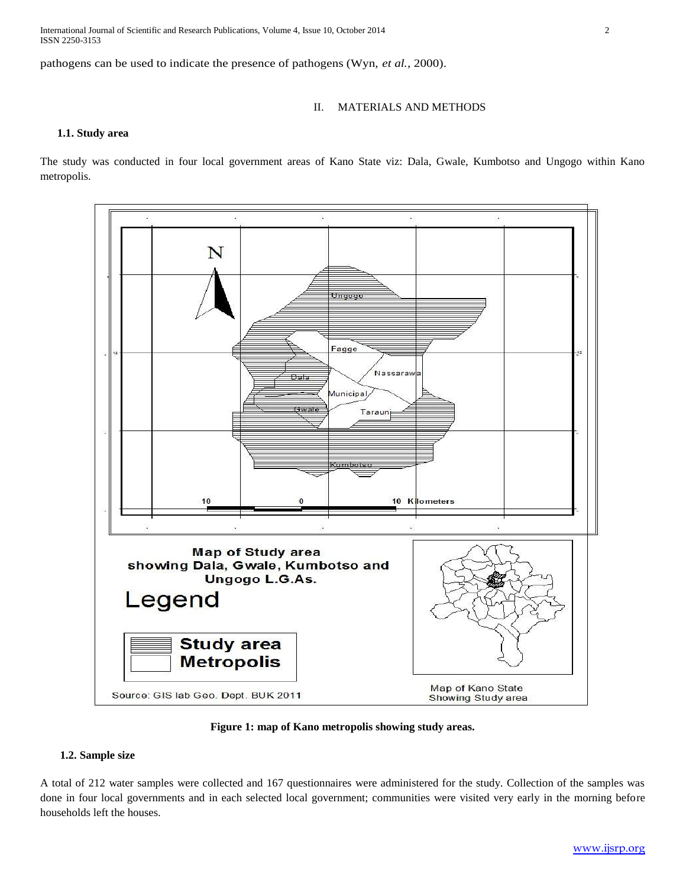pathogens can be used to indicate the presence of pathogens (Wyn, *et al.,* 2000).

## II. MATERIALS AND METHODS

### 1.1. Study area

The study was conducted in four local government areas of Kano State viz: Dala, Gwale, Kumbotso and Ungogo within Kano metropolis.

**Figure 1: map of Kano metropolis showing study areas.**

### 1.2. Sample size

A total of 212 water samples were collected and 167 questionnaires were administered for the study. Collection of the samples was done in four local governments and in each selected local government; communities were visited very early in the morning before households left the houses.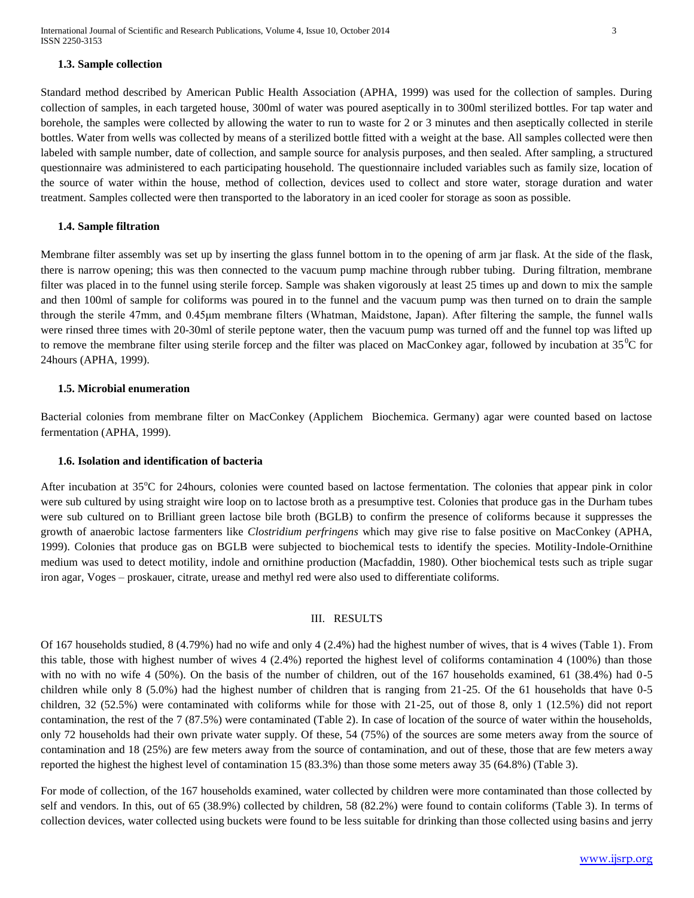### 1.3. Sample collection

Standard method described by American Public Health Association (APHA, 1999) was used for the collection of samples. During collection of samples, in each targeted house, 300ml of water was poured aseptically in to 300ml sterilized bottles. For tap water and borehole, the samples were collected by allowing the water to run to waste for 2 or 3 minutes and then aseptically collected in sterile bottles. Water from wells was collected by means of a sterilized bottle fitted with a weight at the base. All samples collected were then labeled with sample number, date of collection, and sample source for analysis purposes, and then sealed. After sampling, a structured questionnaire was administered to each participating household. The questionnaire included variables such as family size, location of the source of water within the house, method of collection, devices used to collect and store water, storage duration and water treatment. Samples collected were then transported to the laboratory in an iced cooler for storage as soon as possible.

### 1.4. Sample filtration

Membrane filter assembly was set up by inserting the glass funnel bottom in to the opening of arm jar flask. At the side of the flask, there is narrow opening; this was then connected to the vacuum pump machine through rubber tubing. During filtration, membrane filter was placed in to the funnel using sterile forcep. Sample was shaken vigorously at least 25 times up and down to mix the sample and then 100ml of sample for coliforms was poured in to the funnel and the vacuum pump was then turned on to drain the sample through the sterile 47mm, and 0.45μm membrane filters (Whatman, Maidstone, Japan). After filtering the sample, the funnel walls were rinsed three times with 20-30ml of sterile peptone water, then the vacuum pump was turned off and the funnel top was lifted up to remove the membrane filter using sterile forcep and the filter was placed on MacConkey agar, followed by incubation at $35^0$C for 24hours (APHA, 1999).

### 1.5. Microbial enumeration

Bacterial colonies from membrane filter on MacConkey (Applichem Biochemica. Germany) agar were counted based on lactose fermentation (APHA, 1999).

### 1.6. Isolation and identification of bacteria

After incubation at $35^o$C for 24hours, colonies were counted based on lactose fermentation. The colonies that appear pink in color were sub cultured by using straight wire loop on to lactose broth as a presumptive test. Colonies that produce gas in the Durham tubes were sub cultured on to Brilliant green lactose bile broth (BGLB) to confirm the presence of coliforms because it suppresses the growth of anaerobic lactose farmenters like *Clostridium perfringens* which may give rise to false positive on MacConkey (APHA, 1999). Colonies that produce gas on BGLB were subjected to biochemical tests to identify the species. Motility-Indole-Ornithine medium was used to detect motility, indole and ornithine production (Macfaddin, 1980). Other biochemical tests such as triple sugar iron agar, Voges – proskauer, citrate, urease and methyl red were also used to differentiate coliforms.

## III. RESULTS

Of 167 households studied, 8 (4.79%) had no wife and only 4 (2.4%) had the highest number of wives, that is 4 wives (Table 1). From this table, those with highest number of wives 4 (2.4%) reported the highest level of coliforms contamination 4 (100%) than those with no with no wife 4 (50%). On the basis of the number of children, out of the 167 households examined, 61 (38.4%) had 0-5 children while only 8 (5.0%) had the highest number of children that is ranging from 21-25. Of the 61 households that have 0-5 children, 32 (52.5%) were contaminated with coliforms while for those with 21-25, out of those 8, only 1 (12.5%) did not report contamination, the rest of the 7 (87.5%) were contaminated (Table 2). In case of location of the source of water within the households, only 72 households had their own private water supply. Of these, 54 (75%) of the sources are some meters away from the source of contamination and 18 (25%) are few meters away from the source of contamination, and out of these, those that are few meters away reported the highest the highest level of contamination 15 (83.3%) than those some meters away 35 (64.8%) (Table 3).

For mode of collection, of the 167 households examined, water collected by children were more contaminated than those collected by self and vendors. In this, out of 65 (38.9%) collected by children, 58 (82.2%) were found to contain coliforms (Table 3). In terms of collection devices, water collected using buckets were found to be less suitable for drinking than those collected using basins and jerry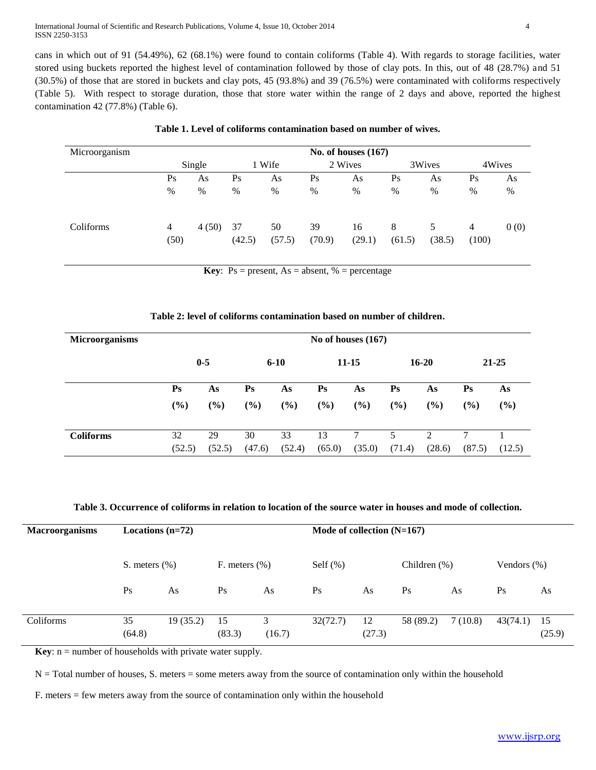cans in which out of 91 (54.49%), 62 (68.1%) were found to contain coliforms (Table 4). With regards to storage facilities, water stored using buckets reported the highest level of contamination followed by those of clay pots. In this, out of 48 (28.7%) and 51 (30.5%) of those that are stored in buckets and clay pots, 45 (93.8%) and 39 (76.5%) were contaminated with coliforms respectively (Table 5). With respect to storage duration, those that store water within the range of 2 days and above, reported the highest contamination 42 (77.8%) (Table 6).

**Table 1. Level of coliforms contamination based on number of wives.**

| Microorganism | No. of houses (167) | | | | | | | | | |
|---|---|---|---|---|---|---|---|---|---|---|
| | Single | | 1 Wife | | 2 Wives | | 3Wives | | 4Wives | |
| | Ps % | As % | Ps % | As % | Ps % | As % | Ps % | As % | Ps % | As % |
| Coliforms | 4 (50) | 4 (50) | 37 (42.5) | 50 (57.5) | 39 (70.9) | 16 (29.1) | 8 (61.5) | 5 (38.5) | 4 (100) | 0 (0) |

**Key**: Ps = present, As = absent, % = percentage

**Table 2: level of coliforms contamination based on number of children.**

| **Microorganisms** | **No of houses (167)** | | | | | | | | | |
|---|---|---|---|---|---|---|---|---|---|---|
| | **0-5** | | **6-10** | | **11-15** | | **16-20** | | **21-25** | |
| | **Ps (%)** | **As (%)** | **Ps (%)** | **As (%)** | **Ps (%)** | **As (%)** | **Ps (%)** | **As (%)** | **Ps (%)** | **As (%)** |
| **Coliforms** | 32 (52.5) | 29 (52.5) | 30 (47.6) | 33 (52.4) | 13 (65.0) | 7 (35.0) | 5 (71.4) | 2 (28.6) | 7 (87.5) | 1 (12.5) |

**Table 3. Occurrence of coliforms in relation to location of the source water in houses and mode of collection.**

| **Macroorganisms** | **Locations (n=72)** | | | | **Mode of collection (N=167)** | | | | | |
|---|---|---|---|---|---|---|---|---|---|---|
| | S. meters (%) | | F. meters (%) | | Self (%) | | Children (%) | | Vendors (%) | |
| | Ps | As | Ps | As | Ps | As | Ps | As | Ps | As |
| Coliforms | 35 (64.8) | 19 (35.2) | 15 (83.3) | 3 (16.7) | 32(72.7) | 12 (27.3) | 58 (89.2) | 7 (10.8) | 43(74.1) | 15 (25.9) |

**Key**: n = number of households with private water supply.

N = Total number of houses, S. meters = some meters away from the source of contamination only within the household

F. meters = few meters away from the source of contamination only within the household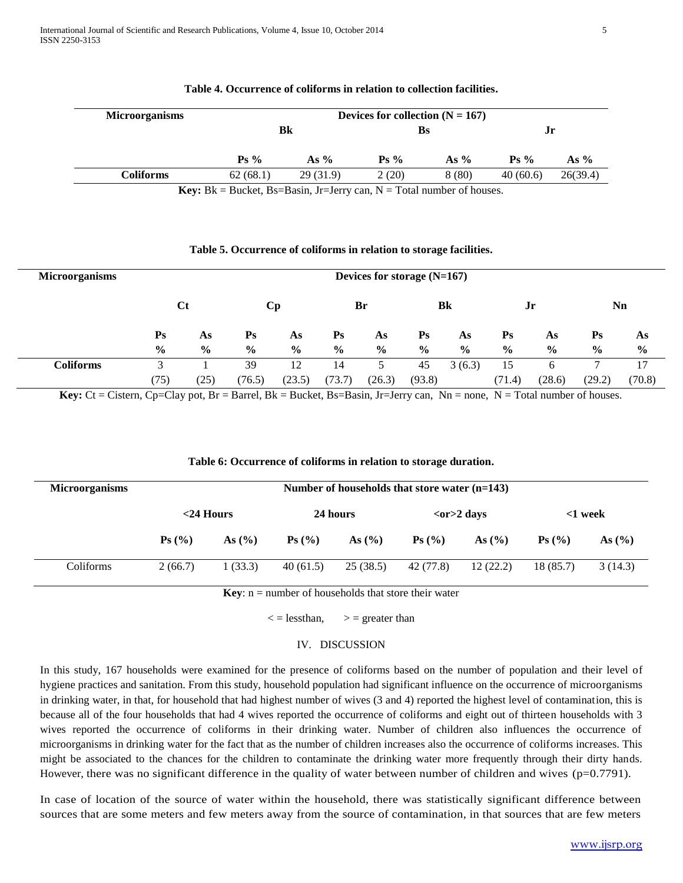**Table 4. Occurrence of coliforms in relation to collection facilities.**

| Microorganisms | Devices for collection (N = 167) | | | | | |
|---|---|---|---|---|---|---|
| | Bk | | Bs | | Jr | |
| | Ps % | As % | Ps % | As % | Ps % | As % |
| Coliforms | 62 (68.1) | 29 (31.9) | 2 (20) | 8 (80) | 40 (60.6) | 26(39.4) |

**Key:** Bk = Bucket, Bs=Basin, Jr=Jerry can, N = Total number of houses.

**Table 5. Occurrence of coliforms in relation to storage facilities.**

| Microorganisms | Devices for storage (N=167) | | | | | | | | | | | |
|---|---|---|---|---|---|---|---|---|---|---|---|---|
| | Ct | | Cp | | Br | | Bk | | Jr | | Nn | |
| | Ps % | As % | Ps % | As % | Ps % | As % | Ps % | As % | Ps % | As % | Ps % | As % |
| Coliforms | 3 (75) | 1 (25) | 39 (76.5) | 12 (23.5) | 14 (73.7) | 5 (26.3) | 45 (93.8) | 3 (6.3) | 15 (71.4) | 6 (28.6) | 7 (29.2) | 17 (70.8) |

**Key:** Ct = Cistern, Cp=Clay pot, Br = Barrel, Bk = Bucket, Bs=Basin, Jr=Jerry can, Nn = none, N = Total number of houses.

**Table 6: Occurrence of coliforms in relation to storage duration.**

| Microorganisms | Number of households that store water (n=143) | | | | | | | |
|---|---|---|---|---|---|---|---|---|
| | <24 Hours | | 24 hours | | <or>2 days | | <1 week | |
| | Ps (%) | As (%) | Ps (%) | As (%) | Ps (%) | As (%) | Ps (%) | As (%) |
| Coliforms | 2 (66.7) | 1 (33.3) | 40 (61.5) | 25 (38.5) | 42 (77.8) | 12 (22.2) | 18 (85.7) | 3 (14.3) |

**Key**: n = number of households that store their water

< = lessthan, > = greater than

## IV. DISCUSSION

In this study, 167 households were examined for the presence of coliforms based on the number of population and their level of hygiene practices and sanitation. From this study, household population had significant influence on the occurrence of microorganisms in drinking water, in that, for household that had highest number of wives (3 and 4) reported the highest level of contamination, this is because all of the four households that had 4 wives reported the occurrence of coliforms and eight out of thirteen households with 3 wives reported the occurrence of coliforms in their drinking water. Number of children also influences the occurrence of microorganisms in drinking water for the fact that as the number of children increases also the occurrence of coliforms increases. This might be associated to the chances for the children to contaminate the drinking water more frequently through their dirty hands. However, there was no significant difference in the quality of water between number of children and wives ($p=0.7791$).

In case of location of the source of water within the household, there was statistically significant difference between sources that are some meters and few meters away from the source of contamination, in that sources that are few meters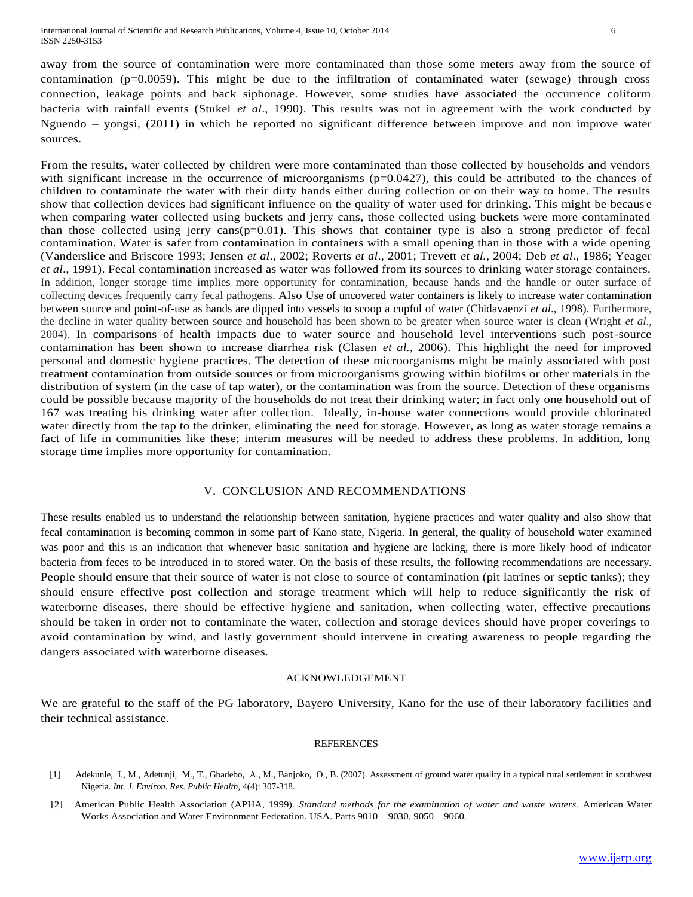away from the source of contamination were more contaminated than those some meters away from the source of contamination (p=0.0059). This might be due to the infiltration of contaminated water (sewage) through cross connection, leakage points and back siphonage. However, some studies have associated the occurrence coliform bacteria with rainfall events (Stukel *et al*., 1990). This results was not in agreement with the work conducted by Nguendo – yongsi, (2011) in which he reported no significant difference between improve and non improve water sources.

From the results, water collected by children were more contaminated than those collected by households and vendors with significant increase in the occurrence of microorganisms (p=0.0427), this could be attributed to the chances of children to contaminate the water with their dirty hands either during collection or on their way to home. The results show that collection devices had significant influence on the quality of water used for drinking. This might be because when comparing water collected using buckets and jerry cans, those collected using buckets were more contaminated than those collected using jerry cans(p=0.01). This shows that container type is also a strong predictor of fecal contamination. Water is safer from contamination in containers with a small opening than in those with a wide opening (Vanderslice and Briscore 1993; Jensen *et al*., 2002; Roverts *et al*., 2001; Trevett *et al.*, 2004; Deb *et al*., 1986; Yeager *et al*., 1991). Fecal contamination increased as water was followed from its sources to drinking water storage containers. In addition, longer storage time implies more opportunity for contamination, because hands and the handle or outer surface of collecting devices frequently carry fecal pathogens. Also Use of uncovered water containers is likely to increase water contamination between source and point-of-use as hands are dipped into vessels to scoop a cupful of water (Chidavaenzi *et al*., 1998). Furthermore, the decline in water quality between source and household has been shown to be greater when source water is clean (Wright *et al*., 2004). In comparisons of health impacts due to water source and household level interventions such post-source contamination has been shown to increase diarrhea risk (Clasen *et al.,* 2006). This highlight the need for improved personal and domestic hygiene practices. The detection of these microorganisms might be mainly associated with post treatment contamination from outside sources or from microorganisms growing within biofilms or other materials in the distribution of system (in the case of tap water), or the contamination was from the source. Detection of these organisms could be possible because majority of the households do not treat their drinking water; in fact only one household out of 167 was treating his drinking water after collection. Ideally, in-house water connections would provide chlorinated water directly from the tap to the drinker, eliminating the need for storage. However, as long as water storage remains a fact of life in communities like these; interim measures will be needed to address these problems. In addition, long storage time implies more opportunity for contamination.

## V. CONCLUSION AND RECOMMENDATIONS

These results enabled us to understand the relationship between sanitation, hygiene practices and water quality and also show that fecal contamination is becoming common in some part of Kano state, Nigeria. In general, the quality of household water examined was poor and this is an indication that whenever basic sanitation and hygiene are lacking, there is more likely hood of indicator bacteria from feces to be introduced in to stored water. On the basis of these results, the following recommendations are necessary. People should ensure that their source of water is not close to source of contamination (pit latrines or septic tanks); they should ensure effective post collection and storage treatment which will help to reduce significantly the risk of waterborne diseases, there should be effective hygiene and sanitation, when collecting water, effective precautions should be taken in order not to contaminate the water, collection and storage devices should have proper coverings to avoid contamination by wind, and lastly government should intervene in creating awareness to people regarding the dangers associated with waterborne diseases.

## ACKNOWLEDGEMENT

We are grateful to the staff of the PG laboratory, Bayero University, Kano for the use of their laboratory facilities and their technical assistance.

## REFERENCES

[1] Adekunle, I., M., Adetunji, M., T., Gbadebo, A., M., Banjoko, O., B. (2007). Assessment of ground water quality in a typical rural settlement in southwest Nigeria. *Int. J. Environ. Res. Public Health,* 4(4): 307-318.

[2] American Public Health Association (APHA, 1999). *Standard methods for the examination of water and waste waters.* American Water Works Association and Water Environment Federation. USA. Parts 9010 – 9030, 9050 – 9060.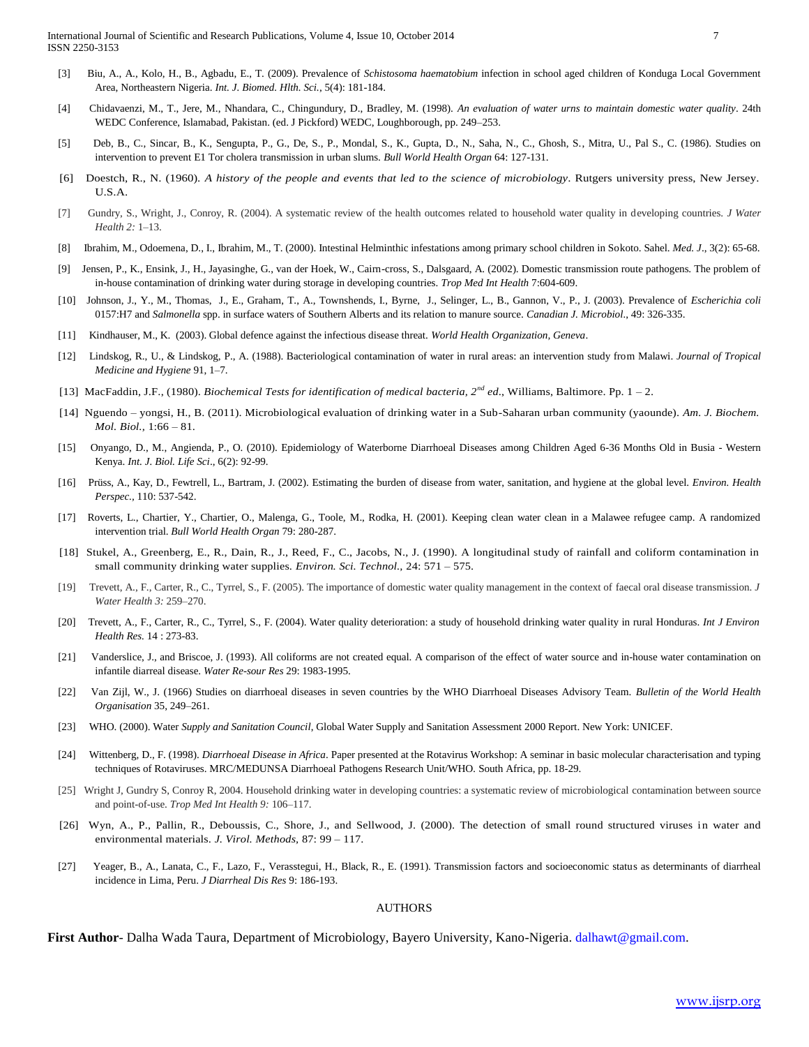[3] Biu, A., A., Kolo, H., B., Agbadu, E., T. (2009). Prevalence of *Schistosoma haematobium* infection in school aged children of Konduga Local Government Area, Northeastern Nigeria. *Int. J. Biomed. Hlth. Sci.*, 5(4): 181-184.

[4] Chidavaenzi, M., T., Jere, M., Nhandara, C., Chingundury, D., Bradley, M. (1998). *An evaluation of water urns to maintain domestic water quality*. 24th WEDC Conference, Islamabad, Pakistan. (ed. J Pickford) WEDC, Loughborough, pp. 249–253.

[5] Deb, B., C., Sincar, B., K., Sengupta, P., G., De, S., P., Mondal, S., K., Gupta, D., N., Saha, N., C., Ghosh, S., Mitra, U., Pal S., C. (1986). Studies on intervention to prevent E1 Tor cholera transmission in urban slums. *Bull World Health Organ* 64: 127-131.

[6] Doestch, R., N. (1960). *A history of the people and events that led to the science of microbiology*. Rutgers university press, New Jersey. U.S.A.

[7] Gundry, S., Wright, J., Conroy, R. (2004). A systematic review of the health outcomes related to household water quality in developing countries. *J Water Health 2:* 1–13.

[8] Ibrahim, M., Odoemena, D., I., Ibrahim, M., T. (2000). Intestinal Helminthic infestations among primary school children in Sokoto. Sahel. *Med. J.*, 3(2): 65-68.

[9] Jensen, P., K., Ensink, J., H., Jayasinghe, G., van der Hoek, W., Cairn-cross, S., Dalsgaard, A. (2002). Domestic transmission route pathogens. The problem of in-house contamination of drinking water during storage in developing countries. *Trop Med Int Health* 7:604-609.

[10] Johnson, J., Y., M., Thomas, J., E., Graham, T., A., Townshends, I., Byrne, J., Selinger, L., B., Gannon, V., P., J. (2003). Prevalence of *Escherichia coli* 0157:H7 and *Salmonella* spp. in surface waters of Southern Alberts and its relation to manure source. *Canadian J. Microbiol.*, 49: 326-335.

[11] Kindhauser, M., K. (2003). Global defence against the infectious disease threat. *World Health Organization, Geneva*.

[12] Lindskog, R., U., & Lindskog, P., A. (1988). Bacteriological contamination of water in rural areas: an intervention study from Malawi. *Journal of Tropical Medicine and Hygiene* 91, 1–7.

[13] MacFaddin, J.F., (1980). *Biochemical Tests for identification of medical bacteria, 2nd ed*., Williams, Baltimore. Pp. 1 – 2.

[14] Nguendo – yongsi, H., B. (2011). Microbiological evaluation of drinking water in a Sub-Saharan urban community (yaounde). *Am. J. Biochem. Mol. Biol.,* 1:66 – 81.

[15] Onyango, D., M., Angienda, P., O. (2010). Epidemiology of Waterborne Diarrhoeal Diseases among Children Aged 6-36 Months Old in Busia - Western Kenya. *Int. J. Biol. Life Sci*., 6(2): 92-99.

[16] Prüss, A., Kay, D., Fewtrell, L., Bartram, J. (2002). Estimating the burden of disease from water, sanitation, and hygiene at the global level. *Environ. Health Perspec.*, 110: 537-542.

[17] Roverts, L., Chartier, Y., Chartier, O., Malenga, G., Toole, M., Rodka, H. (2001). Keeping clean water clean in a Malawee refugee camp. A randomized intervention trial. *Bull World Health Organ* 79: 280-287.

[18] Stukel, A., Greenberg, E., R., Dain, R., J., Reed, F., C., Jacobs, N., J. (1990). A longitudinal study of rainfall and coliform contamination in small community drinking water supplies. *Environ. Sci. Technol.,* 24: 571 – 575.

[19] Trevett, A., F., Carter, R., C., Tyrrel, S., F. (2005). The importance of domestic water quality management in the context of faecal oral disease transmission. *J Water Health 3:* 259–270.

[20] Trevett, A., F., Carter, R., C., Tyrrel, S., F. (2004). Water quality deterioration: a study of household drinking water quality in rural Honduras. *Int J Environ Health Res.* 14 : 273-83.

[21] Vanderslice, J., and Briscoe, J. (1993). All coliforms are not created equal. A comparison of the effect of water source and in-house water contamination on infantile diarreal disease. *Water Re-sour Res* 29: 1983-1995.

[22] Van Zijl, W., J. (1966) Studies on diarrhoeal diseases in seven countries by the WHO Diarrhoeal Diseases Advisory Team. *Bulletin of the World Health Organisation* 35, 249–261.

[23] WHO. (2000). Water *Supply and Sanitation Council*, Global Water Supply and Sanitation Assessment 2000 Report. New York: UNICEF.

[24] Wittenberg, D., F. (1998). *Diarrhoeal Disease in Africa*. Paper presented at the Rotavirus Workshop: A seminar in basic molecular characterisation and typing techniques of Rotaviruses. MRC/MEDUNSA Diarrhoeal Pathogens Research Unit/WHO. South Africa, pp. 18-29.

[25] Wright J, Gundry S, Conroy R, 2004. Household drinking water in developing countries: a systematic review of microbiological contamination between source and point-of-use. *Trop Med Int Health 9:* 106–117.

[26] Wyn, A., P., Pallin, R., Deboussis, C., Shore, J., and Sellwood, J. (2000). The detection of small round structured viruses in water and environmental materials. *J. Virol. Methods,* 87: 99 – 117.

[27] Yeager, B., A., Lanata, C., F., Lazo, F., Verasstegui, H., Black, R., E. (1991). Transmission factors and socioeconomic status as determinants of diarrheal incidence in Lima, Peru. *J Diarrheal Dis Res* 9: 186-193.

AUTHORS

**First Author**- Dalha Wada Taura, Department of Microbiology, Bayero University, Kano-Nigeria. dalhawt@gmail.com.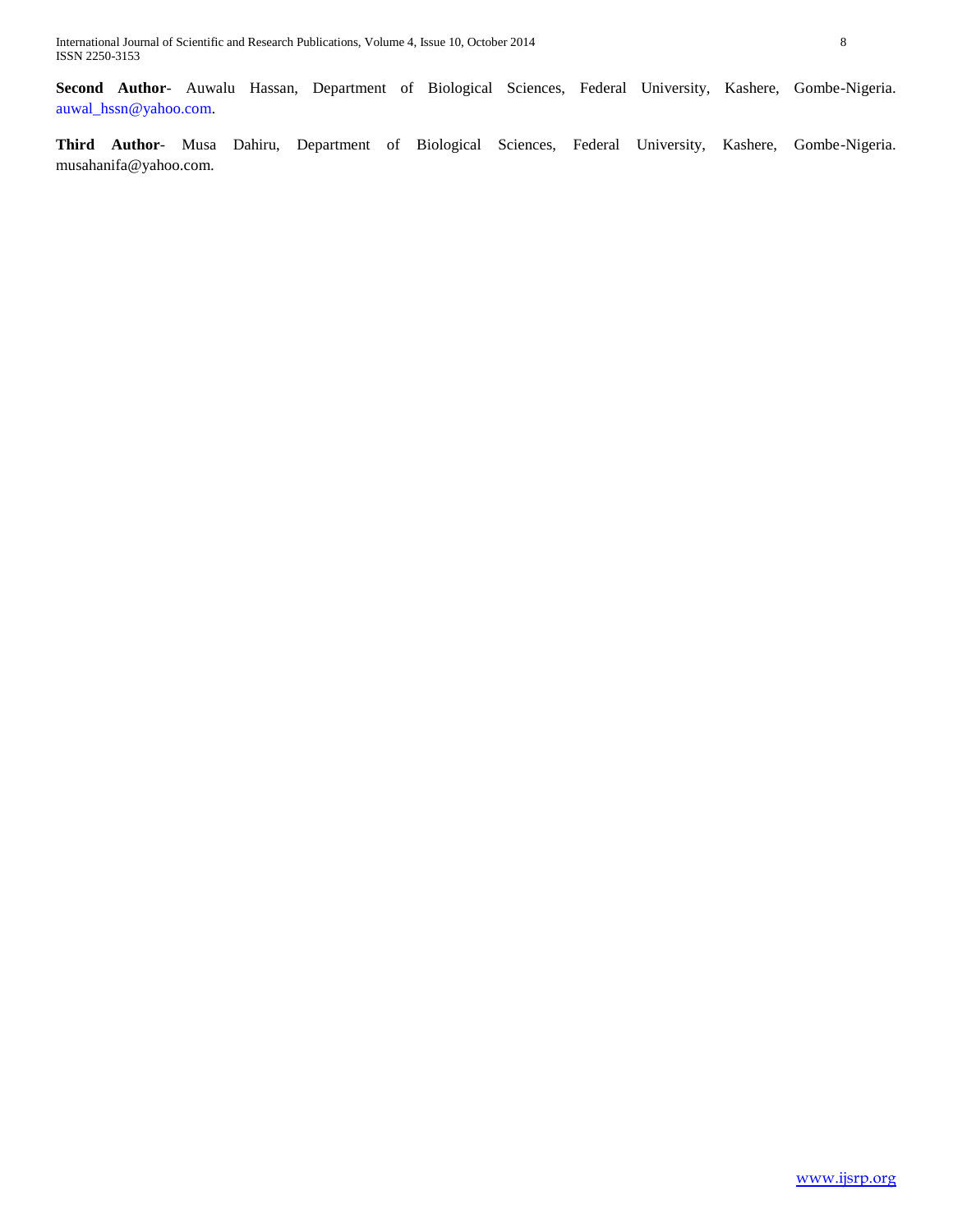**Second Author**- Auwalu Hassan, Department of Biological Sciences, Federal University, Kashere, Gombe-Nigeria. auwal_hssn@yahoo.com.

**Third Author**- Musa Dahiru, Department of Biological Sciences, Federal University, Kashere, Gombe-Nigeria. musahanifa@yahoo.com.